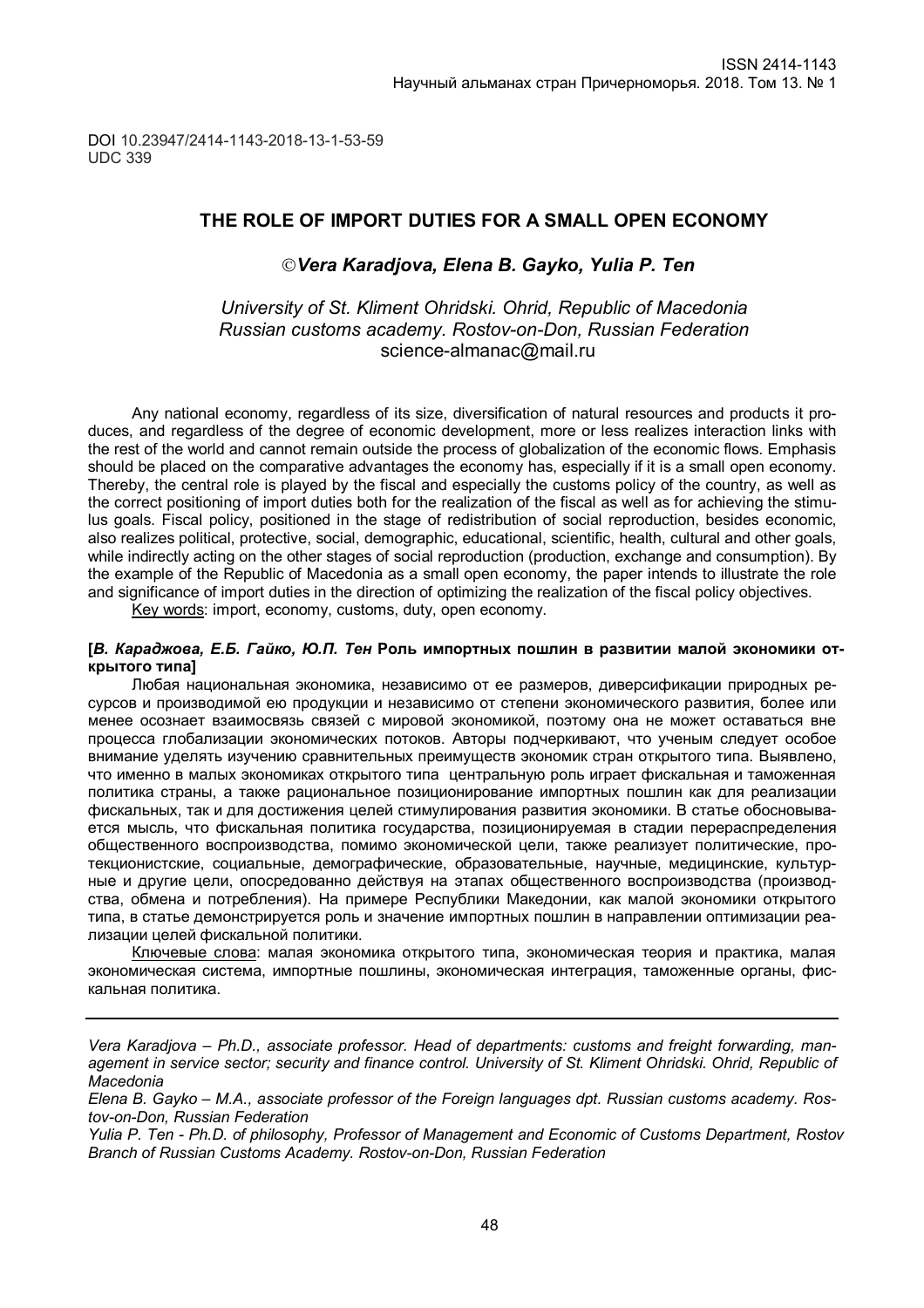DOI 10.23947/2414-1143-2018-13-1-53-59
UDC 339

# THE ROLE OF IMPORT DUTIES FOR A SMALL OPEN ECONOMY

### ©*Vera Karadjova, Elena B. Gayko, Yulia P. Ten*

*University of St. Kliment Ohridski. Ohrid, Republic of Macedonia*
*Russian customs academy. Rostov-on-Don, Russian Federation*
science-almanac@mail.ru

Any national economy, regardless of its size, diversification of natural resources and products it produces, and regardless of the degree of economic development, more or less realizes interaction links with the rest of the world and cannot remain outside the process of globalization of the economic flows. Emphasis should be placed on the comparative advantages the economy has, especially if it is a small open economy. Thereby, the central role is played by the fiscal and especially the customs policy of the country, as well as the correct positioning of import duties both for the realization of the fiscal as well as for achieving the stimulus goals. Fiscal policy, positioned in the stage of redistribution of social reproduction, besides economic, also realizes political, protective, social, demographic, educational, scientific, health, cultural and other goals, while indirectly acting on the other stages of social reproduction (production, exchange and consumption). By the example of the Republic of Macedonia as a small open economy, the paper intends to illustrate the role and significance of import duties in the direction of optimizing the realization of the fiscal policy objectives.

Key words: import, economy, customs, duty, open economy.

**[*В. Караджова, Е.Б. Гайко, Ю.П. Тен* Роль импортных пошлин в развитии малой экономики открытого типа]**

Любая национальная экономика, независимо от ее размеров, диверсификации природных ресурсов и производимой ею продукции и независимо от степени экономического развития, более или менее осознает взаимосвязь связей с мировой экономикой, поэтому она не может оставаться вне процесса глобализации экономических потоков. Авторы подчеркивают, что ученым следует особое внимание уделять изучению сравнительных преимуществ экономик стран открытого типа. Выявлено, что именно в малых экономиках открытого типа центральную роль играет фискальная и таможенная политика страны, а также рациональное позиционирование импортных пошлин как для реализации фискальных, так и для достижения целей стимулирования развития экономики. В статье обосновывается мысль, что фискальная политика государства, позиционируемая в стадии перераспределения общественного воспроизводства, помимо экономической цели, также реализует политические, протекционистские, социальные, демографические, образовательные, научные, медицинские, культурные и другие цели, опосредованно действуя на этапах общественного воспроизводства (производства, обмена и потребления). На примере Республики Македонии, как малой экономики открытого типа, в статье демонстрируется роль и значение импортных пошлин в направлении оптимизации реализации целей фискальной политики.

Ключевые слова: малая экономика открытого типа, экономическая теория и практика, малая экономическая система, импортные пошлины, экономическая интеграция, таможенные органы, фискальная политика.

---

*Vera Karadjova – Ph.D., associate professor. Head of departments: customs and freight forwarding, management in service sector; security and finance control. University of St. Kliment Ohridski. Ohrid, Republic of Macedonia*

*Elena B. Gayko – M.A., associate professor of the Foreign languages dpt. Russian customs academy. Rostov-on-Don, Russian Federation*

*Yulia P. Ten - Ph.D. of philosophy, Professor of Management and Economic of Customs Department, Rostov Branch of Russian Customs Academy. Rostov-on-Don, Russian Federation*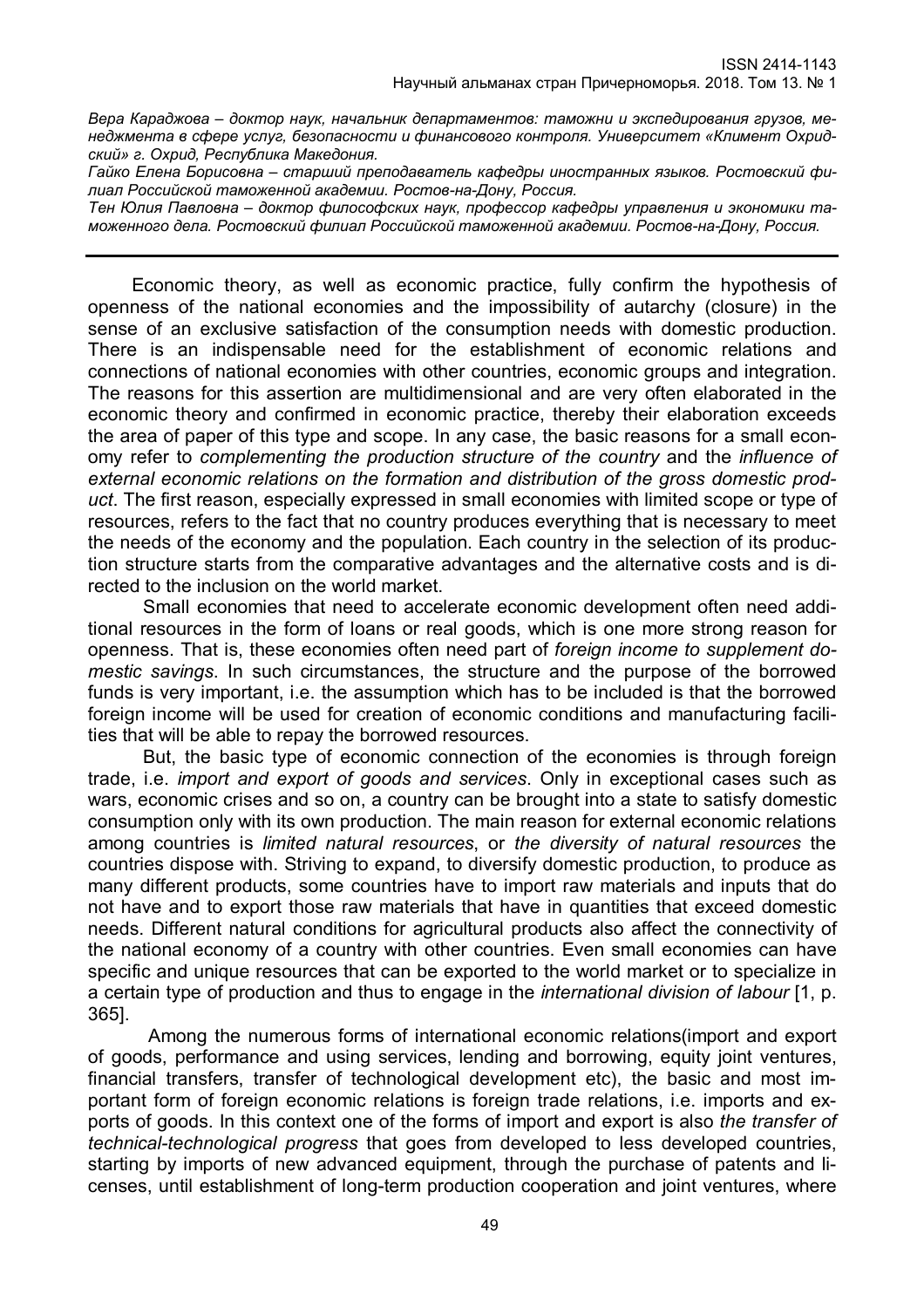*Вера Караджова – доктор наук, начальник департаментов: таможни и экспедирования грузов, менеджмента в сфере услуг, безопасности и финансового контроля. Университет «Климент Охридский» г. Охрид, Республика Македония.*

*Гайко Елена Борисовна – старший преподаватель кафедры иностранных языков. Ростовский филиал Российской таможенной академии. Ростов-на-Дону, Россия.*

*Тен Юлия Павловна – доктор философских наук, профессор кафедры управления и экономики таможенного дела. Ростовский филиал Российской таможенной академии. Ростов-на-Дону, Россия.*

---

Economic theory, as well as economic practice, fully confirm the hypothesis of openness of the national economies and the impossibility of autarchy (closure) in the sense of an exclusive satisfaction of the consumption needs with domestic production. There is an indispensable need for the establishment of economic relations and connections of national economies with other countries, economic groups and integration. The reasons for this assertion are multidimensional and are very often elaborated in the economic theory and confirmed in economic practice, thereby their elaboration exceeds the area of paper of this type and scope. In any case, the basic reasons for a small economy refer to *complementing the production structure of the country* and the *influence of external economic relations on the formation and distribution of the gross domestic product*. The first reason, especially expressed in small economies with limited scope or type of resources, refers to the fact that no country produces everything that is necessary to meet the needs of the economy and the population. Each country in the selection of its production structure starts from the comparative advantages and the alternative costs and is directed to the inclusion on the world market.

Small economies that need to accelerate economic development often need additional resources in the form of loans or real goods, which is one more strong reason for openness. That is, these economies often need part of *foreign income to supplement domestic savings*. In such circumstances, the structure and the purpose of the borrowed funds is very important, i.e. the assumption which has to be included is that the borrowed foreign income will be used for creation of economic conditions and manufacturing facilities that will be able to repay the borrowed resources.

But, the basic type of economic connection of the economies is through foreign trade, i.e. *import and export of goods and services*. Only in exceptional cases such as wars, economic crises and so on, a country can be brought into a state to satisfy domestic consumption only with its own production. The main reason for external economic relations among countries is *limited natural resources*, or *the diversity of natural resources* the countries dispose with. Striving to expand, to diversify domestic production, to produce as many different products, some countries have to import raw materials and inputs that do not have and to export those raw materials that have in quantities that exceed domestic needs. Different natural conditions for agricultural products also affect the connectivity of the national economy of a country with other countries. Even small economies can have specific and unique resources that can be exported to the world market or to specialize in a certain type of production and thus to engage in the *international division of labour* [1, p. 365].

Among the numerous forms of international economic relations(import and export of goods, performance and using services, lending and borrowing, equity joint ventures, financial transfers, transfer of technological development etc), the basic and most important form of foreign economic relations is foreign trade relations, i.e. imports and exports of goods. In this context one of the forms of import and export is also *the transfer of technical-technological progress* that goes from developed to less developed countries, starting by imports of new advanced equipment, through the purchase of patents and licenses, until establishment of long-term production cooperation and joint ventures, where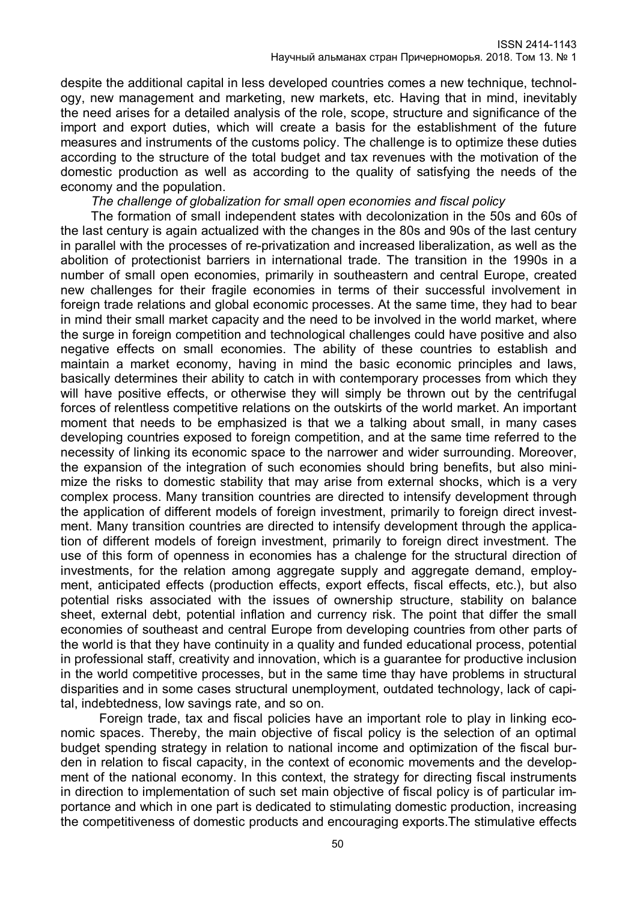despite the additional capital in less developed countries comes a new technique, technology, new management and marketing, new markets, etc. Having that in mind, inevitably the need arises for a detailed analysis of the role, scope, structure and significance of the import and export duties, which will create a basis for the establishment of the future measures and instruments of the customs policy. The challenge is to optimize these duties according to the structure of the total budget and tax revenues with the motivation of the domestic production as well as according to the quality of satisfying the needs of the economy and the population.

*The challenge of globalization for small open economies and fiscal policy*

The formation of small independent states with decolonization in the 50s and 60s of the last century is again actualized with the changes in the 80s and 90s of the last century in parallel with the processes of re-privatization and increased liberalization, as well as the abolition of protectionist barriers in international trade. The transition in the 1990s in a number of small open economies, primarily in southeastern and central Europe, created new challenges for their fragile economies in terms of their successful involvement in foreign trade relations and global economic processes. At the same time, they had to bear in mind their small market capacity and the need to be involved in the world market, where the surge in foreign competition and technological challenges could have positive and also negative effects on small economies. The ability of these countries to establish and maintain a market economy, having in mind the basic economic principles and laws, basically determines their ability to catch in with contemporary processes from which they will have positive effects, or otherwise they will simply be thrown out by the centrifugal forces of relentless competitive relations on the outskirts of the world market. An important moment that needs to be emphasized is that we a talking about small, in many cases developing countries exposed to foreign competition, and at the same time referred to the necessity of linking its economic space to the narrower and wider surrounding. Moreover, the expansion of the integration of such economies should bring benefits, but also minimize the risks to domestic stability that may arise from external shocks, which is a very complex process. Many transition countries are directed to intensify development through the application of different models of foreign investment, primarily to foreign direct investment. Many transition countries are directed to intensify development through the application of different models of foreign investment, primarily to foreign direct investment. The use of this form of openness in economies has a chalenge for the structural direction of investments, for the relation among aggregate supply and aggregate demand, employment, anticipated effects (production effects, export effects, fiscal effects, etc.), but also potential risks associated with the issues of ownership structure, stability on balance sheet, external debt, potential inflation and currency risk. The point that differ the small economies of southeast and central Europe from developing countries from other parts of the world is that they have continuity in a quality and funded educational process, potential in professional staff, creativity and innovation, which is a guarantee for productive inclusion in the world competitive processes, but in the same time thay have problems in structural disparities and in some cases structural unemployment, outdated technology, lack of capital, indebtedness, low savings rate, and so on.

Foreign trade, tax and fiscal policies have an important role to play in linking economic spaces. Thereby, the main objective of fiscal policy is the selection of an optimal budget spending strategy in relation to national income and optimization of the fiscal burden in relation to fiscal capacity, in the context of economic movements and the development of the national economy. In this context, the strategy for directing fiscal instruments in direction to implementation of such set main objective of fiscal policy is of particular importance and which in one part is dedicated to stimulating domestic production, increasing the competitiveness of domestic products and encouraging exports.The stimulative effects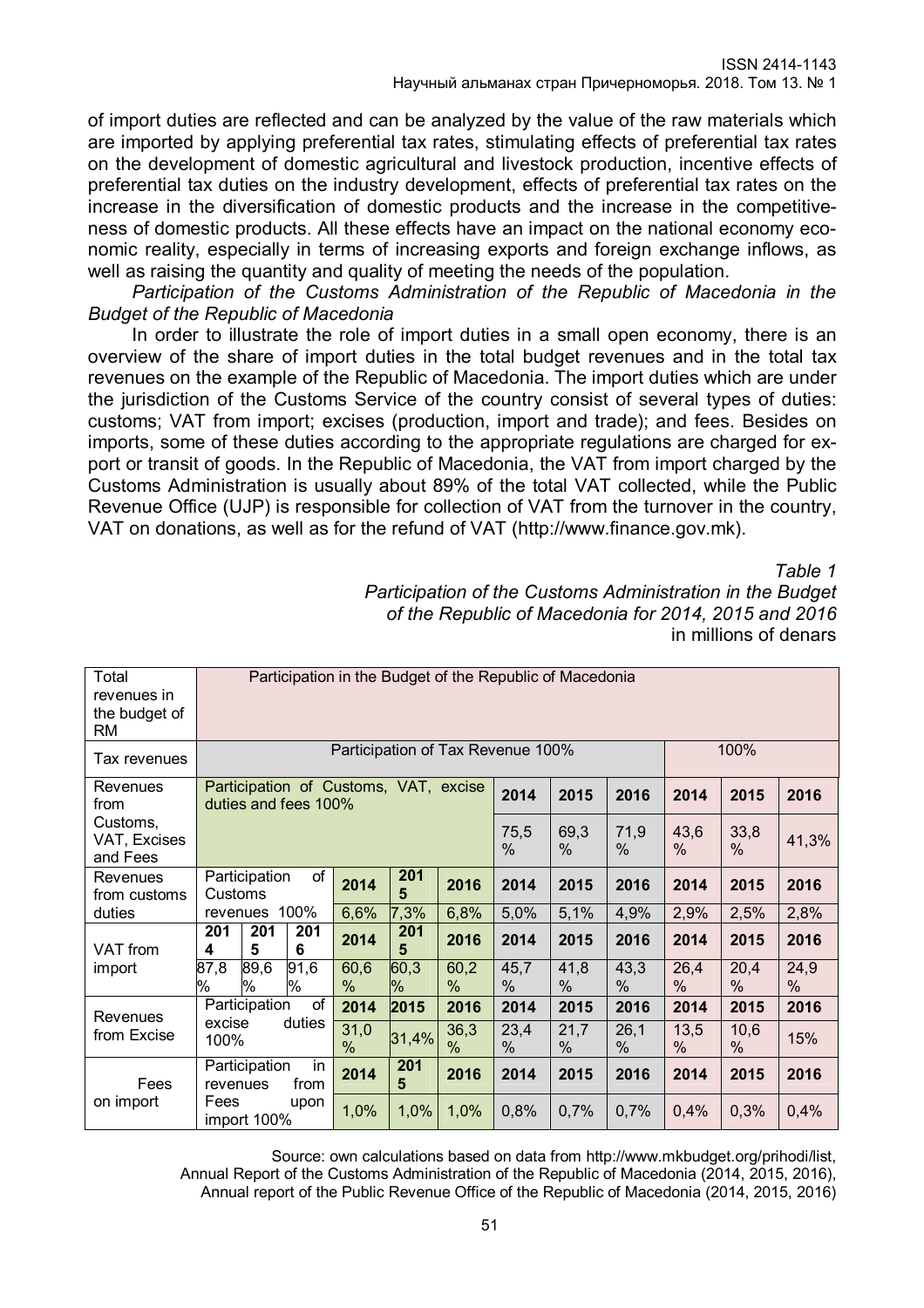of import duties are reflected and can be analyzed by the value of the raw materials which are imported by applying preferential tax rates, stimulating effects of preferential tax rates on the development of domestic agricultural and livestock production, incentive effects of preferential tax duties on the industry development, effects of preferential tax rates on the increase in the diversification of domestic products and the increase in the competitiveness of domestic products. All these effects have an impact on the national economy economic reality, especially in terms of increasing exports and foreign exchange inflows, as well as raising the quantity and quality of meeting the needs of the population.

*Participation of the Customs Administration of the Republic of Macedonia in the Budget of the Republic of Macedonia*

In order to illustrate the role of import duties in a small open economy, there is an overview of the share of import duties in the total budget revenues and in the total tax revenues on the example of the Republic of Macedonia. The import duties which are under the jurisdiction of the Customs Service of the country consist of several types of duties: customs; VAT from import; excises (production, import and trade); and fees. Besides on imports, some of these duties according to the appropriate regulations are charged for export or transit of goods. In the Republic of Macedonia, the VAT from import charged by the Customs Administration is usually about 89% of the total VAT collected, while the Public Revenue Office (UJP) is responsible for collection of VAT from the turnover in the country, VAT on donations, as well as for the refund of VAT (http://www.finance.gov.mk).

*Table 1*

*Participation of the Customs Administration in the Budget of the Republic of Macedonia for 2014, 2015 and 2016*

in millions of denars

| Total revenues in the budget of RM | Participation in the Budget of the Republic of Macedonia | | | | | | | | | | | |
|---|---|---|---|---|---|---|---|---|---|---|---|---|
| Tax revenues | Participation of Tax Revenue 100% | | | | | | | | | 100% | | |
| Revenues from Customs, VAT, Excises and Fees | Participation of Customs, VAT, excise duties and fees 100% | | | | | | 2014 | 2015 | 2016 | 2014 | 2015 | 2016 |
| | | | | | | | 75,5 % | 69,3 % | 71,9 % | 43,6 % | 33,8 % | 41,3% |
| Revenues from customs duties | Participation of Customs revenues 100% | | | 2014 | 2015 | 2016 | 2014 | 2015 | 2016 | 2014 | 2015 | 2016 |
| | | | | 6,6% | 7,3% | 6,8% | 5,0% | 5,1% | 4,9% | 2,9% | 2,5% | 2,8% |
| VAT from import | **2014** | **2015** | **2016** | 2014 | 2015 | 2016 | 2014 | 2015 | 2016 | 2014 | 2015 | 2016 |
| | 87,8 % | 89,6 % | 91,6 % | 60,6 % | 60,3 % | 60,2 % | 45,7 % | 41,8 % | 43,3 % | 26,4 % | 20,4 % | 24,9 % |
| Revenues from Excise | Participation of excise duties 100% | | | 2014 | 2015 | 2016 | 2014 | 2015 | 2016 | 2014 | 2015 | 2016 |
| | | | | 31,0 % | 31,4% | 36,3 % | 23,4 % | 21,7 % | 26,1 % | 13,5 % | 10,6 % | 15% |
| Fees on import | Participation in revenues from Fees upon import 100% | | | 2014 | 2015 | 2016 | 2014 | 2015 | 2016 | 2014 | 2015 | 2016 |
| | | | | 1,0% | 1,0% | 1,0% | 0,8% | 0,7% | 0,7% | 0,4% | 0,3% | 0,4% |

Source: own calculations based on data from http://www.mkbudget.org/prihodi/list, Annual Report of the Customs Administration of the Republic of Macedonia (2014, 2015, 2016), Annual report of the Public Revenue Office of the Republic of Macedonia (2014, 2015, 2016)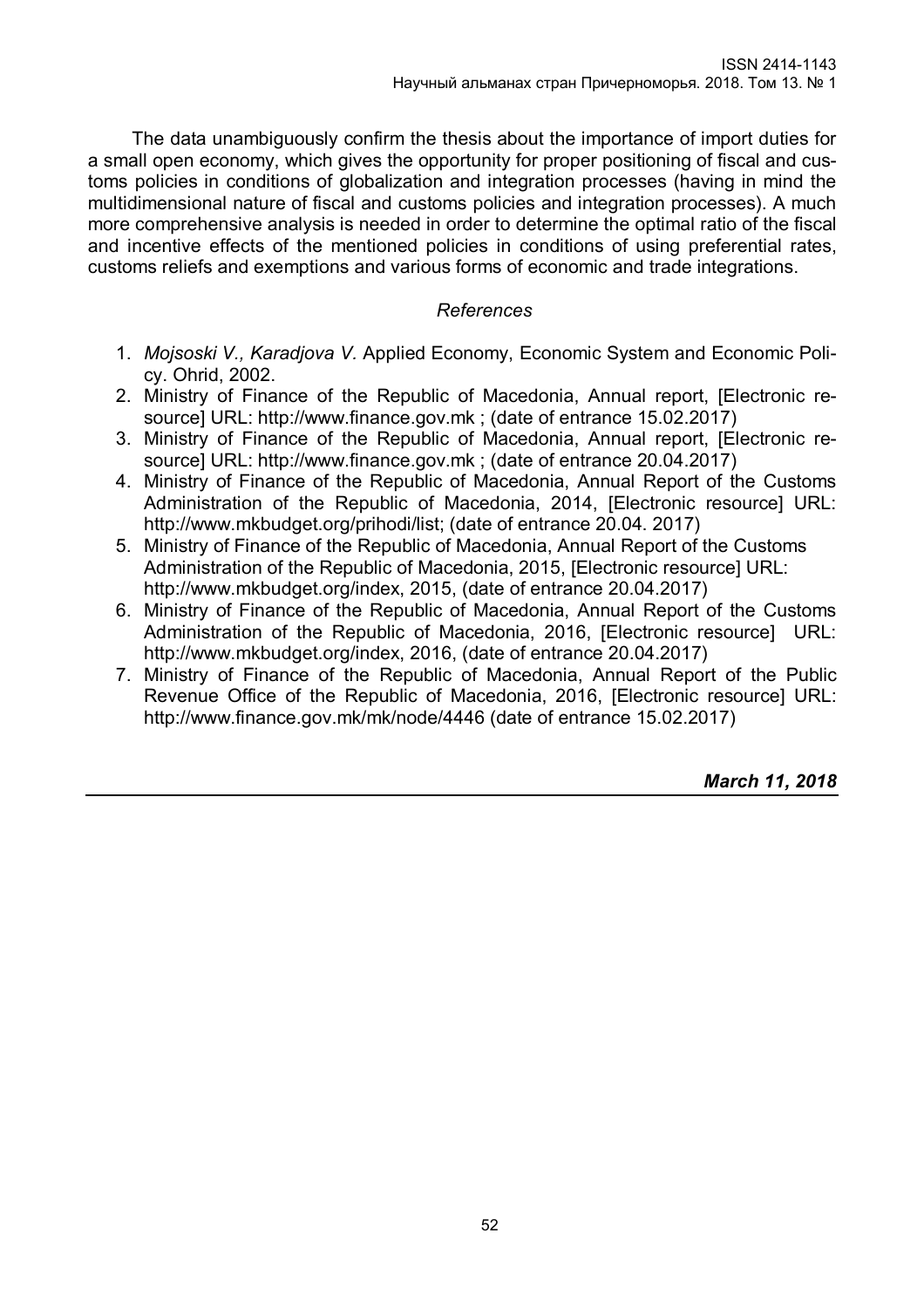The data unambiguously confirm the thesis about the importance of import duties for a small open economy, which gives the opportunity for proper positioning of fiscal and customs policies in conditions of globalization and integration processes (having in mind the multidimensional nature of fiscal and customs policies and integration processes). A much more comprehensive analysis is needed in order to determine the optimal ratio of the fiscal and incentive effects of the mentioned policies in conditions of using preferential rates, customs reliefs and exemptions and various forms of economic and trade integrations.

*References*

1. *Mojsoski V., Karadjova V.* Applied Economy, Economic System and Economic Policy. Ohrid, 2002.
2. Ministry of Finance of the Republic of Macedonia, Annual report, [Electronic resource] URL: http://www.finance.gov.mk ; (date of entrance 15.02.2017)
3. Ministry of Finance of the Republic of Macedonia, Annual report, [Electronic resource] URL: http://www.finance.gov.mk ; (date of entrance 20.04.2017)
4. Ministry of Finance of the Republic of Macedonia, Annual Report of the Customs Administration of the Republic of Macedonia, 2014, [Electronic resource] URL: http://www.mkbudget.org/prihodi/list; (date of entrance 20.04. 2017)
5. Ministry of Finance of the Republic of Macedonia, Annual Report of the Customs Administration of the Republic of Macedonia, 2015, [Electronic resource] URL: http://www.mkbudget.org/index, 2015, (date of entrance 20.04.2017)
6. Ministry of Finance of the Republic of Macedonia, Annual Report of the Customs Administration of the Republic of Macedonia, 2016, [Electronic resource] URL: http://www.mkbudget.org/index, 2016, (date of entrance 20.04.2017)
7. Ministry of Finance of the Republic of Macedonia, Annual Report of the Public Revenue Office of the Republic of Macedonia, 2016, [Electronic resource] URL: http://www.finance.gov.mk/mk/node/4446 (date of entrance 15.02.2017)

***March 11, 2018***